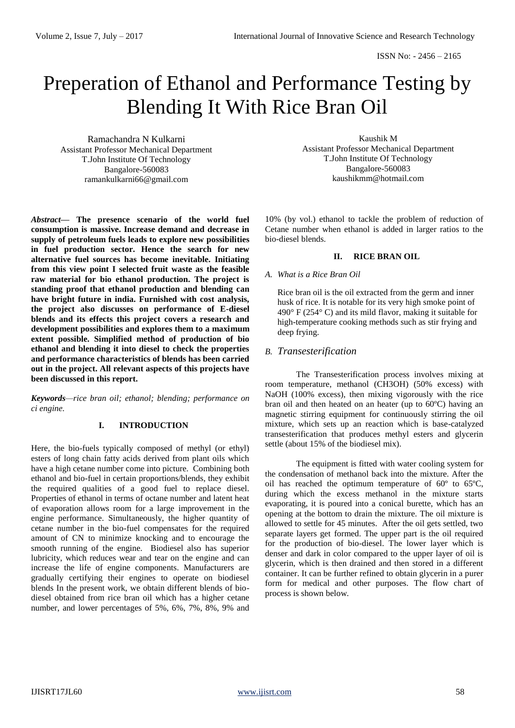ISSN No: - 2456 – 2165

# Preperation of Ethanol and Performance Testing by Blending It With Rice Bran Oil

Ramachandra N Kulkarni
Assistant Professor Mechanical Department
T.John Institute Of Technology
Bangalore-560083
ramankulkarni66@gmail.com

Kaushik M
Assistant Professor Mechanical Department
T.John Institute Of Technology
Bangalore-560083
kaushikmm@hotmail.com

***Abstract*— The presence scenario of the world fuel consumption is massive. Increase demand and decrease in supply of petroleum fuels leads to explore new possibilities in fuel production sector. Hence the search for new alternative fuel sources has become inevitable. Initiating from this view point I selected fruit waste as the feasible raw material for bio ethanol production. The project is standing proof that ethanol production and blending can have bright future in india. Furnished with cost analysis, the project also discusses on performance of E-diesel blends and its effects this project covers a research and development possibilities and explores them to a maximum extent possible. Simplified method of production of bio ethanol and blending it into diesel to check the properties and performance characteristics of blends has been carried out in the project. All relevant aspects of this projects have been discussed in this report.**

***Keywords***—*rice bran oil; ethanol; blending; performance on ci engine.*

## I. INTRODUCTION

Here, the bio-fuels typically composed of methyl (or ethyl) esters of long chain fatty acids derived from plant oils which have a high cetane number come into picture. Combining both ethanol and bio-fuel in certain proportions/blends, they exhibit the required qualities of a good fuel to replace diesel. Properties of ethanol in terms of octane number and latent heat of evaporation allows room for a large improvement in the engine performance. Simultaneously, the higher quantity of cetane number in the bio-fuel compensates for the required amount of CN to minimize knocking and to encourage the smooth running of the engine. Biodiesel also has superior lubricity, which reduces wear and tear on the engine and can increase the life of engine components. Manufacturers are gradually certifying their engines to operate on biodiesel blends In the present work, we obtain different blends of bio-diesel obtained from rice bran oil which has a higher cetane number, and lower percentages of 5%, 6%, 7%, 8%, 9% and 10% (by vol.) ethanol to tackle the problem of reduction of Cetane number when ethanol is added in larger ratios to the bio-diesel blends.

## II. RICE BRAN OIL

### *A. What is a Rice Bran Oil*

Rice bran oil is the oil extracted from the germ and inner husk of rice. It is notable for its very high smoke point of 490° F (254° C) and its mild flavor, making it suitable for high-temperature cooking methods such as stir frying and deep frying.

### *B. Transesterification*

The Transesterification process involves mixing at room temperature, methanol (CH3OH) (50% excess) with NaOH (100% excess), then mixing vigorously with the rice bran oil and then heated on an heater (up to 60ºC) having an magnetic stirring equipment for continuously stirring the oil mixture, which sets up an reaction which is base-catalyzed transesterification that produces methyl esters and glycerin settle (about 15% of the biodiesel mix).

The equipment is fitted with water cooling system for the condensation of methanol back into the mixture. After the oil has reached the optimum temperature of 60º to 65ºC, during which the excess methanol in the mixture starts evaporating, it is poured into a conical burette, which has an opening at the bottom to drain the mixture. The oil mixture is allowed to settle for 45 minutes. After the oil gets settled, two separate layers get formed. The upper part is the oil required for the production of bio-diesel. The lower layer which is denser and dark in color compared to the upper layer of oil is glycerin, which is then drained and then stored in a different container. It can be further refined to obtain glycerin in a purer form for medical and other purposes. The flow chart of process is shown below.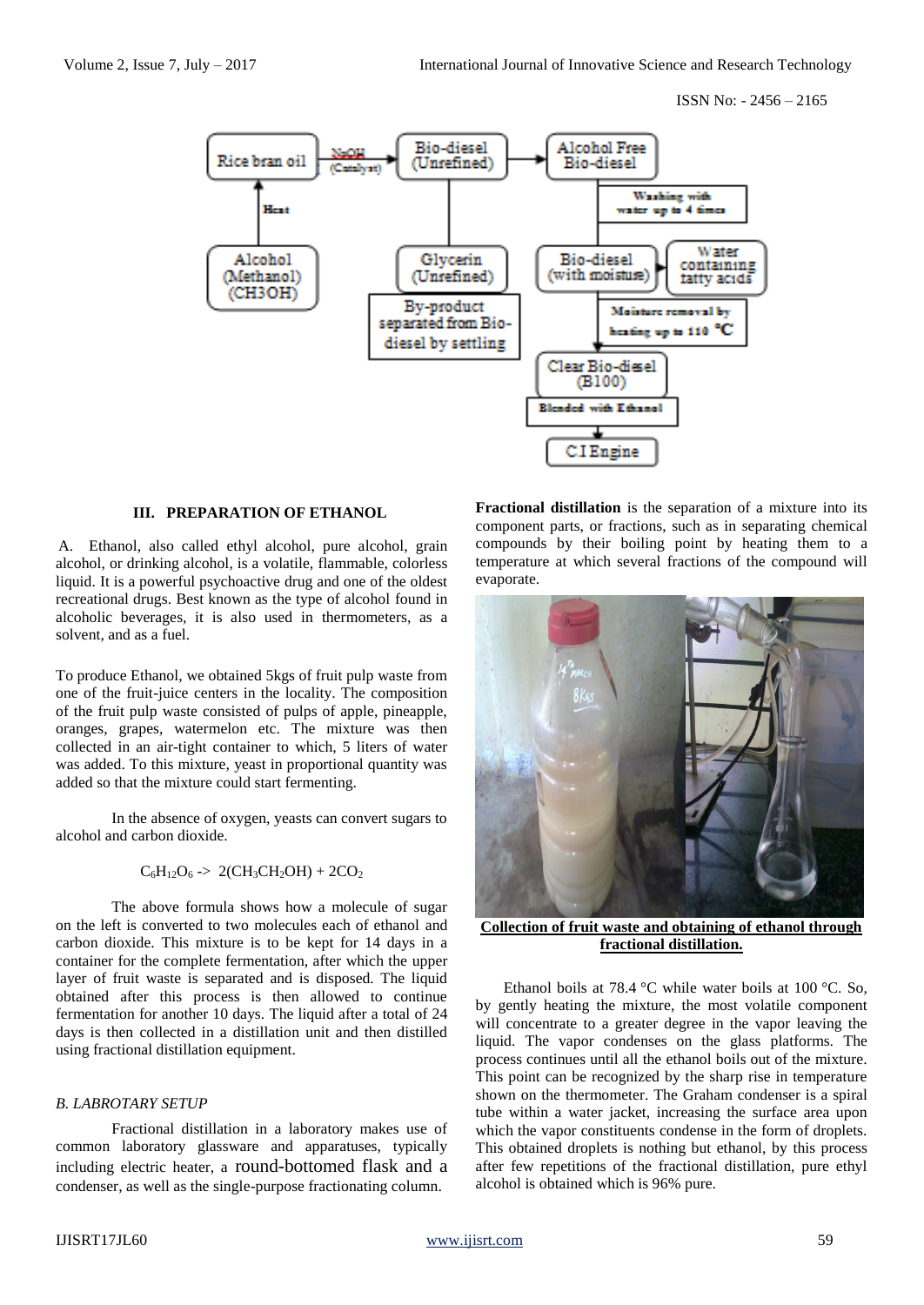## III. PREPARATION OF ETHANOL

A. Ethanol, also called ethyl alcohol, pure alcohol, grain alcohol, or drinking alcohol, is a volatile, flammable, colorless liquid. It is a powerful psychoactive drug and one of the oldest recreational drugs. Best known as the type of alcohol found in alcoholic beverages, it is also used in thermometers, as a solvent, and as a fuel.

To produce Ethanol, we obtained 5kgs of fruit pulp waste from one of the fruit-juice centers in the locality. The composition of the fruit pulp waste consisted of pulps of apple, pineapple, oranges, grapes, watermelon etc. The mixture was then collected in an air-tight container to which, 5 liters of water was added. To this mixture, yeast in proportional quantity was added so that the mixture could start fermenting.

In the absence of oxygen, yeasts can convert sugars to alcohol and carbon dioxide.

$$C_6H_{12}O_6 \rightarrow 2(CH_3CH_2OH) + 2CO_2$$

The above formula shows how a molecule of sugar on the left is converted to two molecules each of ethanol and carbon dioxide. This mixture is to be kept for 14 days in a container for the complete fermentation, after which the upper layer of fruit waste is separated and is disposed. The liquid obtained after this process is then allowed to continue fermentation for another 10 days. The liquid after a total of 24 days is then collected in a distillation unit and then distilled using fractional distillation equipment.

### *B. LABROTARY SETUP*

Fractional distillation in a laboratory makes use of common laboratory glassware and apparatuses, typically including electric heater, a round-bottomed flask and a condenser, as well as the single-purpose fractionating column.

**Fractional distillation** is the separation of a mixture into its component parts, or fractions, such as in separating chemical compounds by their boiling point by heating them to a temperature at which several fractions of the compound will evaporate.

**Collection of fruit waste and obtaining of ethanol through fractional distillation.**

Ethanol boils at 78.4 °C while water boils at 100 °C. So, by gently heating the mixture, the most volatile component will concentrate to a greater degree in the vapor leaving the liquid. The vapor condenses on the glass platforms. The process continues until all the ethanol boils out of the mixture. This point can be recognized by the sharp rise in temperature shown on the thermometer. The Graham condenser is a spiral tube within a water jacket, increasing the surface area upon which the vapor constituents condense in the form of droplets. This obtained droplets is nothing but ethanol, by this process after few repetitions of the fractional distillation, pure ethyl alcohol is obtained which is 96% pure.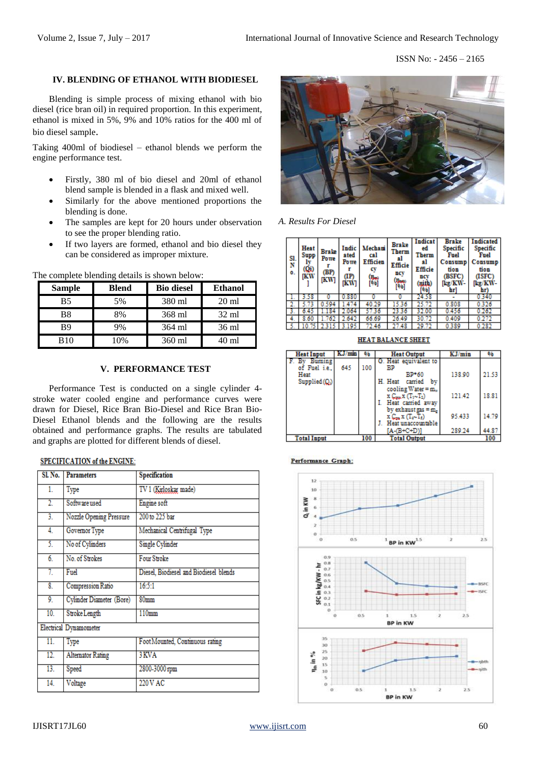## IV. BLENDING OF ETHANOL WITH BIODIESEL

Blending is simple process of mixing ethanol with bio diesel (rice bran oil) in required proportion. In this experiment, ethanol is mixed in 5%, 9% and 10% ratios for the 400 ml of bio diesel sample.

Taking 400ml of biodiesel – ethanol blends we perform the engine performance test.

- Firstly, 380 ml of bio diesel and 20ml of ethanol blend sample is blended in a flask and mixed well.
- Similarly for the above mentioned proportions the blending is done.
- The samples are kept for 20 hours under observation to see the proper blending ratio.
- If two layers are formed, ethanol and bio diesel they can be considered as improper mixture.

The complete blending details is shown below:

| Sample | Blend | Bio diesel | Ethanol |
|---|---|---|---|
| B5 | 5% | 380 ml | 20 ml |
| B8 | 8% | 368 ml | 32 ml |
| B9 | 9% | 364 ml | 36 ml |
| B10 | 10% | 360 ml | 40 ml |

## V. PERFORMANCE TEST

Performance Test is conducted on a single cylinder 4-stroke water cooled engine and performance curves were drawn for Diesel, Rice Bran Bio-Diesel and Rice Bran Bio-Diesel Ethanol blends and the following are the results obtained and performance graphs. The results are tabulated and graphs are plotted for different blends of diesel.

**SPECIFICATION of the ENGINE:**

| Sl. No. | Parameters | Specification |
|---|---|---|
| 1. | Type | TV 1 (Kirloskar made) |
| 2. | Software used | Engine soft |
| 3. | Nozzle Opening Pressure | 200 to 225 bar |
| 4. | Governor Type | Mechanical Centrifugal Type |
| 5. | No of Cylinders | Single Cylinder |
| 6. | No. of Strokes | Four Stroke |
| 7. | Fuel | Diesel, Biodiesel and Biodiesel blends |
| 8. | Compression Ratio | 16.5:1 |
| 9. | Cylinder Diameter (Bore) | 80mm |
| 10. | Stroke Length | 110mm |
| Electrical Dynamometer | | |
| 11. | Type | Foot Mounted, Continuous rating |
| 12. | Alternator Rating | 3 KVA |
| 13. | Speed | 2800-3000 rpm |
| 14. | Voltage | 220 V AC |

*A. Results For Diesel*

| Sl. No. | Heat Supply (Qi) [KW] | Brake Power (BP) [KW] | Indicated Power (IP) [KW] | Mechanical Efficiency ($\eta_{m}$) [%] | Brake Thermal Efficiency ($\eta_{bth}$) [%] | Indicated Thermal Efficiency ($\eta_{ith}$) [%] | Brake Specific Fuel Consumption (BSFC) [kg/KW-hr] | Indicated Specific Fuel Consumption (ISFC) [kg/KW-hr] |
|---|---|---|---|---|---|---|---|---|
| 1. | 3.58 | 0 | 0.880 | 0 | 0 | 24.58 | - | 0.340 |
| 2. | 5.73 | 0.594 | 1.474 | 40.29 | 15.36 | 25.72 | 0.808 | 0.326 |
| 3. | 6.45 | 1.184 | 2.064 | 57.36 | 23.36 | 32.00 | 0.456 | 0.262 |
| 4. | 8.60 | 1.762 | 2.642 | 66.69 | 26.49 | 30.72 | 0.409 | 0.272 |
| 5. | 10.75 | 2.315 | 3.195 | 72.46 | 27.48 | 29.72 | 0.389 | 0.282 |

**HEAT BALANCE SHEET**

| Heat Input | KJ/min | % | Heat Output | KJ/min | % |
|---|---|---|---|---|---|
| F. By Burning of Fuel i.e., Heat Supplied ($Q_i$) | 645 | 100 | G. Heat equivalent to BP<br>BP*60 | 138.90 | 21.53 |
| | | | H. Heat carried by cooling Water = $m_w$ x $C_{pw}$ x $(T_1 - T_2)$ | 121.42 | 18.81 |
| | | | I. Heat carried away by exhaust gas = $m_g$ x $C_{pg}$ x $(T_6 - T_5)$ | 95.433 | 14.79 |
| | | | J. Heat unaccountable [A-(B+C+D)] | 289.24 | 44.87 |
| Total Input | | 100 | Total Output | | 100 |

**Performance Graph:**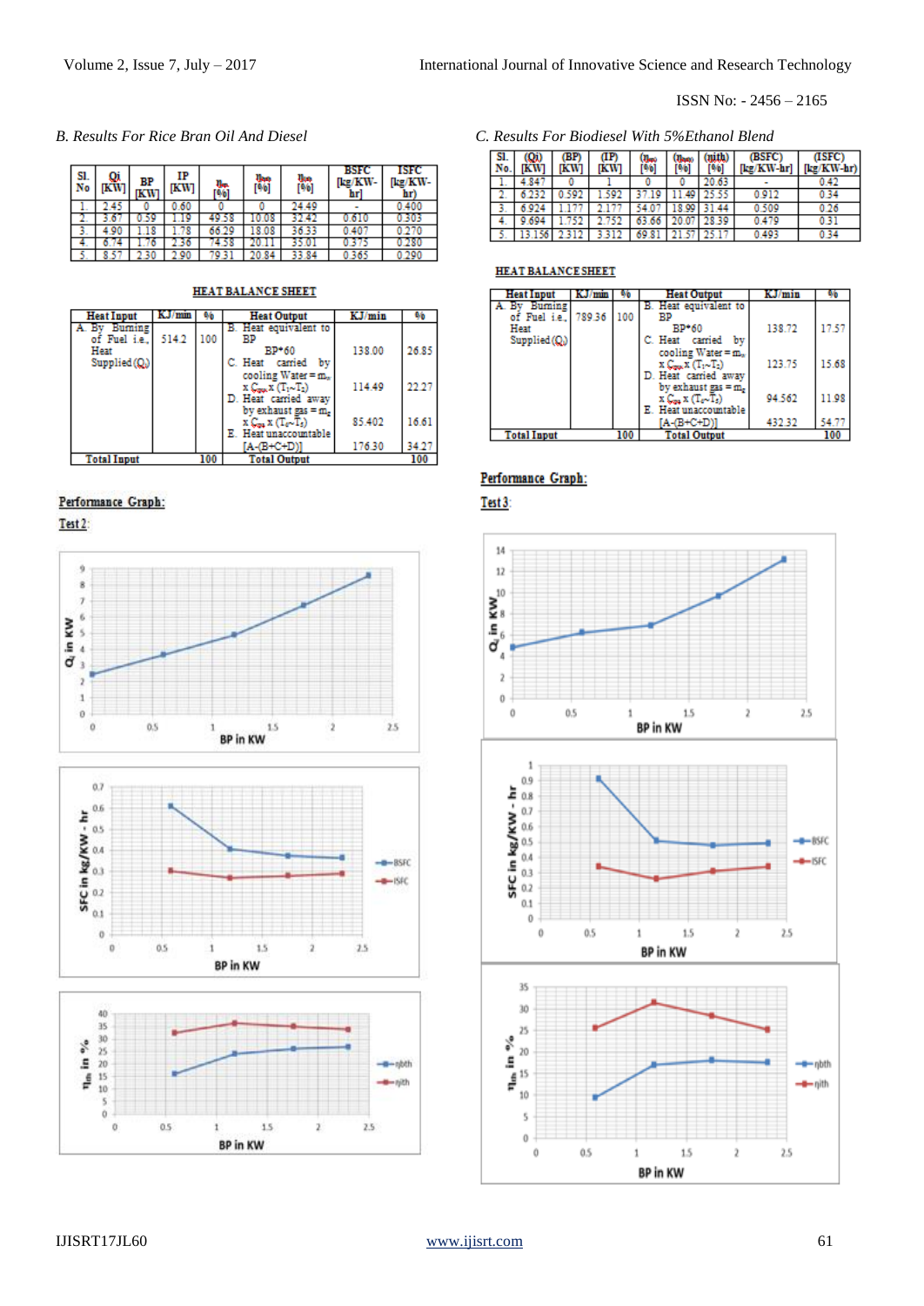### B. Results For Rice Bran Oil And Diesel

| Sl. No | Qi [KW] | BP [KW] | IP [KW] | $\eta_{m}$ [%] | $\eta_{bth}$ [%] | $\eta_{ith}$ [%] | BSFC [kg/KW-hr] | ISFC [kg/KW-hr] |
|---|---|---|---|---|---|---|---|---|
| 1. | 2.45 | 0 | 0.60 | 0 | 0 | 24.49 | - | 0.400 |
| 2. | 3.67 | 0.59 | 1.19 | 49.58 | 10.08 | 32.42 | 0.610 | 0.303 |
| 3. | 4.90 | 1.18 | 1.78 | 66.29 | 18.08 | 36.33 | 0.407 | 0.270 |
| 4. | 6.74 | 1.76 | 2.36 | 74.58 | 20.11 | 35.01 | 0.375 | 0.280 |
| 5. | 8.57 | 2.30 | 2.90 | 79.31 | 20.84 | 33.84 | 0.365 | 0.290 |

**HEAT BALANCE SHEET**

| Heat Input | KJ/min | % | Heat Output | KJ/min | % |
|---|---|---|---|---|---|
| A. By Burning of Fuel i.e., Heat Supplied ($Q_i$) | 514.2 | 100 | B. Heat equivalent to BP BP*60 | 138.00 | 26.85 |
| | | | C. Heat carried by cooling Water = $m_w$ x $C_{pw}$ x ($T_1$-$T_2$) | 114.49 | 22.27 |
| | | | D. Heat carried away by exhaust gas = $m_g$ x $C_{pg}$ x ($T_5$-$T_2$) | 85.402 | 16.61 |
| | | | E. Heat unaccountable [A-(B+C+D)] | 176.30 | 34.27 |
| **Total Input** | | 100 | **Total Output** | | 100 |

**Performance Graph:**

**Test 2:**

### C. Results For Biodiesel With 5%Ethanol Blend

| Sl. No. | (Qi) [KW] | (BP) [KW] | (IP) [KW] | ($\eta_{mec}$) [%] | ($\eta_{bth}$) [%] | ($\eta_{ith}$) [%] | (BSFC) [kg/KW-hr] | (ISFC) [kg/KW-hr] |
|---|---|---|---|---|---|---|---|---|
| 1. | 4.847 | 0 | 1 | 0 | 0 | 20.63 | - | 0.42 |
| 2. | 6.232 | 0.592 | 1.592 | 37.19 | 11.49 | 25.55 | 0.912 | 0.34 |
| 3. | 6.924 | 1.177 | 2.177 | 54.07 | 18.99 | 31.44 | 0.509 | 0.26 |
| 4. | 9.694 | 1.752 | 2.752 | 63.66 | 20.07 | 28.39 | 0.479 | 0.31 |
| 5. | 13.156 | 2.312 | 3.312 | 69.81 | 21.57 | 25.17 | 0.493 | 0.34 |

**HEAT BALANCE SHEET**

| Heat Input | KJ/min | % | Heat Output | KJ/min | % |
|---|---|---|---|---|---|
| A. By Burning of Fuel i.e., Heat Supplied ($Q_i$) | 789.36 | 100 | B. Heat equivalent to BP BP*60 | 138.72 | 17.57 |
| | | | C. Heat carried by cooling Water = $m_w$ x $C_{pw}$ x ($T_1$-$T_2$) | 123.75 | 15.68 |
| | | | D. Heat carried away by exhaust gas = $m_g$ x $C_{pg}$ x ($T_5$-$T_2$) | 94.562 | 11.98 |
| | | | E. Heat unaccountable [A-(B+C+D)] | 432.32 | 54.77 |
| **Total Input** | | 100 | **Total Output** | | 100 |

**Performance Graph:**

**Test 3:**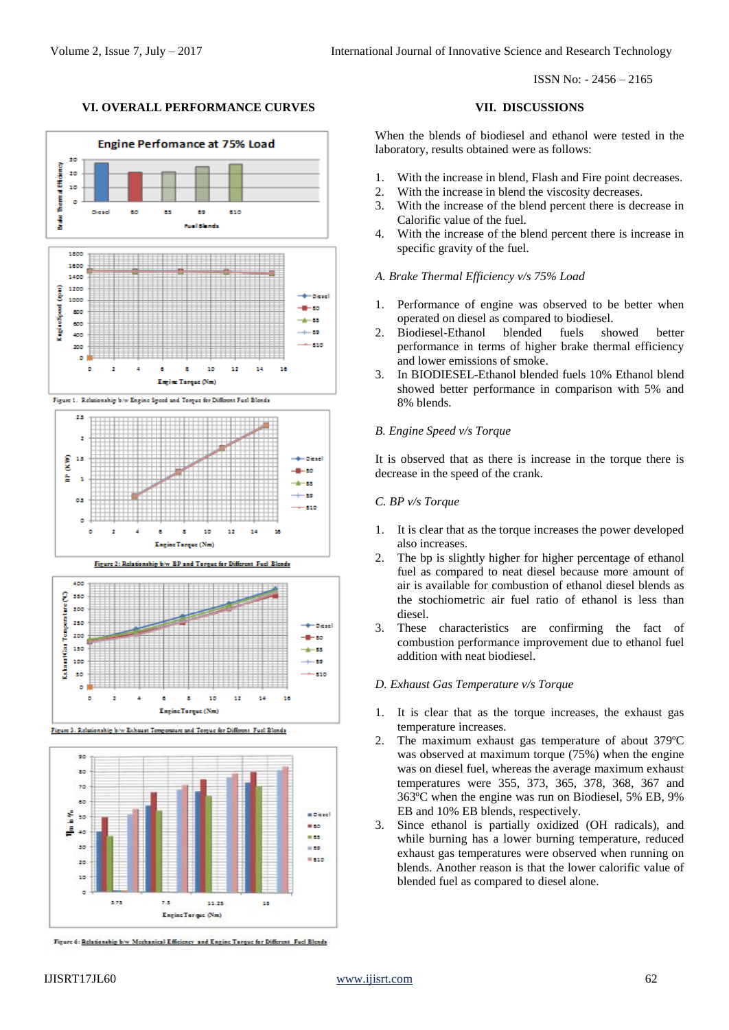## VI. OVERALL PERFORMANCE CURVES

Figure 1: Relationship b/w Engine Speed and Torque for Different Fuel Blends

Figure 2: Relationship b/w BP and Torque for Different Fuel Blends

Figure 3. Relationship b/w Exhaust Temperature and Torque for Different Fuel Blends

Figure 6: Relationship b/w Mechanical Efficiency and Engine Torque for Different Fuel Blends

## VII. DISCUSSIONS

When the blends of biodiesel and ethanol were tested in the laboratory, results obtained were as follows:

1. With the increase in blend, Flash and Fire point decreases.
2. With the increase in blend the viscosity decreases.
3. With the increase of the blend percent there is decrease in Calorific value of the fuel.
4. With the increase of the blend percent there is increase in specific gravity of the fuel.

### *A. Brake Thermal Efficiency v/s 75% Load*

1. Performance of engine was observed to be better when operated on diesel as compared to biodiesel.
2. Biodiesel-Ethanol blended fuels showed better performance in terms of higher brake thermal efficiency and lower emissions of smoke.
3. In BIODIESEL-Ethanol blended fuels 10% Ethanol blend showed better performance in comparison with 5% and 8% blends.

### *B. Engine Speed v/s Torque*

It is observed that as there is increase in the torque there is decrease in the speed of the crank.

### *C. BP v/s Torque*

1. It is clear that as the torque increases the power developed also increases.
2. The bp is slightly higher for higher percentage of ethanol fuel as compared to neat diesel because more amount of air is available for combustion of ethanol diesel blends as the stochiometric air fuel ratio of ethanol is less than diesel.
3. These characteristics are confirming the fact of combustion performance improvement due to ethanol fuel addition with neat biodiesel.

### *D. Exhaust Gas Temperature v/s Torque*

1. It is clear that as the torque increases, the exhaust gas temperature increases.
2. The maximum exhaust gas temperature of about 379ºC was observed at maximum torque (75%) when the engine was on diesel fuel, whereas the average maximum exhaust temperatures were 355, 373, 365, 378, 368, 367 and 363ºC when the engine was run on Biodiesel, 5% EB, 9% EB and 10% EB blends, respectively.
3. Since ethanol is partially oxidized (OH radicals), and while burning has a lower burning temperature, reduced exhaust gas temperatures were observed when running on blends. Another reason is that the lower calorific value of blended fuel as compared to diesel alone.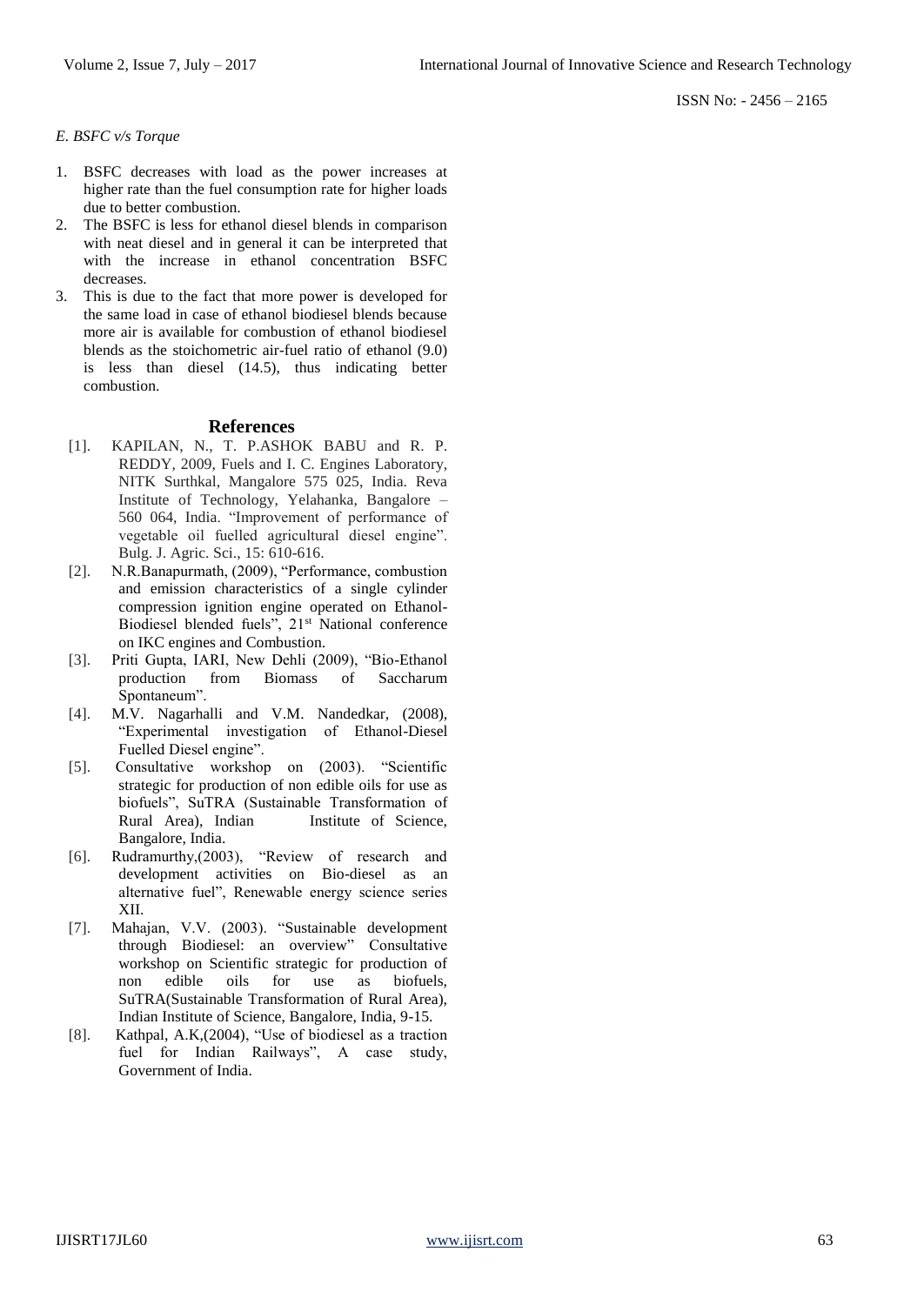*E. BSFC v/s Torque*

1. BSFC decreases with load as the power increases at higher rate than the fuel consumption rate for higher loads due to better combustion.
2. The BSFC is less for ethanol diesel blends in comparison with neat diesel and in general it can be interpreted that with the increase in ethanol concentration BSFC decreases.
3. This is due to the fact that more power is developed for the same load in case of ethanol biodiesel blends because more air is available for combustion of ethanol biodiesel blends as the stoichometric air-fuel ratio of ethanol (9.0) is less than diesel (14.5), thus indicating better combustion.

## References

[1]. KAPILAN, N., T. P.ASHOK BABU and R. P. REDDY, 2009, Fuels and I. C. Engines Laboratory, NITK Surthkal, Mangalore 575 025, India. Reva Institute of Technology, Yelahanka, Bangalore – 560 064, India. "Improvement of performance of vegetable oil fuelled agricultural diesel engine". Bulg. J. Agric. Sci., 15: 610-616.

[2]. N.R.Banapurmath, (2009), "Performance, combustion and emission characteristics of a single cylinder compression ignition engine operated on Ethanol-Biodiesel blended fuels", 21st National conference on IKC engines and Combustion.

[3]. Priti Gupta, IARI, New Dehli (2009), "Bio-Ethanol production from Biomass of Saccharum Spontaneum".

[4]. M.V. Nagarhalli and V.M. Nandedkar, (2008), "Experimental investigation of Ethanol-Diesel Fuelled Diesel engine".

[5]. Consultative workshop on (2003). "Scientific strategic for production of non edible oils for use as biofuels", SuTRA (Sustainable Transformation of Rural Area), Indian Institute of Science, Bangalore, India.

[6]. Rudramurthy,(2003), "Review of research and development activities on Bio-diesel as an alternative fuel", Renewable energy science series XII.

[7]. Mahajan, V.V. (2003). "Sustainable development through Biodiesel: an overview" Consultative workshop on Scientific strategic for production of non edible oils for use as biofuels, SuTRA(Sustainable Transformation of Rural Area), Indian Institute of Science, Bangalore, India, 9-15.

[8]. Kathpal, A.K,(2004), "Use of biodiesel as a traction fuel for Indian Railways", A case study, Government of India.